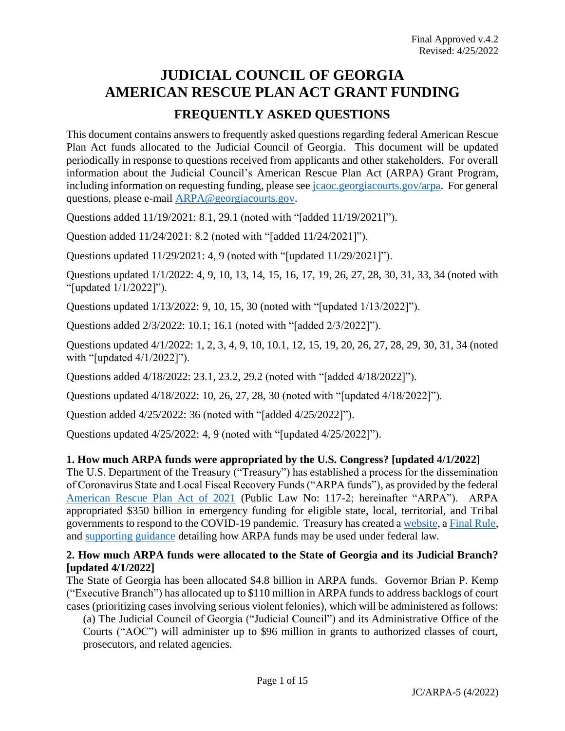Final Approved v.4.2
Revised: 4/25/2022

# JUDICIAL COUNCIL OF GEORGIA
# AMERICAN RESCUE PLAN ACT GRANT FUNDING

## FREQUENTLY ASKED QUESTIONS

This document contains answers to frequently asked questions regarding federal American Rescue Plan Act funds allocated to the Judicial Council of Georgia. This document will be updated periodically in response to questions received from applicants and other stakeholders. For overall information about the Judicial Council's American Rescue Plan Act (ARPA) Grant Program, including information on requesting funding, please see [jcaoc.georgiacourts.gov/arpa](jcaoc.georgiacourts.gov/arpa). For general questions, please e-mail [ARPA@georgiacourts.gov](mailto:ARPA@georgiacourts.gov).

Questions added 11/19/2021: 8.1, 29.1 (noted with "[added 11/19/2021]").

Question added 11/24/2021: 8.2 (noted with "[added 11/24/2021]").

Questions updated 11/29/2021: 4, 9 (noted with "[updated 11/29/2021]").

Questions updated 1/1/2022: 4, 9, 10, 13, 14, 15, 16, 17, 19, 26, 27, 28, 30, 31, 33, 34 (noted with "[updated 1/1/2022]").

Questions updated 1/13/2022: 9, 10, 15, 30 (noted with "[updated 1/13/2022]").

Questions added 2/3/2022: 10.1; 16.1 (noted with "[added 2/3/2022]").

Questions updated 4/1/2022: 1, 2, 3, 4, 9, 10, 10.1, 12, 15, 19, 20, 26, 27, 28, 29, 30, 31, 34 (noted with "[updated 4/1/2022]").

Questions added 4/18/2022: 23.1, 23.2, 29.2 (noted with "[added 4/18/2022]").

Questions updated 4/18/2022: 10, 26, 27, 28, 30 (noted with "[updated 4/18/2022]").

Question added 4/25/2022: 36 (noted with "[added 4/25/2022]").

Questions updated 4/25/2022: 4, 9 (noted with "[updated 4/25/2022]").

### 1. How much ARPA funds were appropriated by the U.S. Congress? [updated 4/1/2022]

The U.S. Department of the Treasury ("Treasury") has established a process for the dissemination of Coronavirus State and Local Fiscal Recovery Funds ("ARPA funds"), as provided by the federal American Rescue Plan Act of 2021 (Public Law No: 117-2; hereinafter "ARPA"). ARPA appropriated $350 billion in emergency funding for eligible state, local, territorial, and Tribal governments to respond to the COVID-19 pandemic. Treasury has created a website, a Final Rule, and supporting guidance detailing how ARPA funds may be used under federal law.

### 2. How much ARPA funds were allocated to the State of Georgia and its Judicial Branch? [updated 4/1/2022]

The State of Georgia has been allocated $4.8 billion in ARPA funds. Governor Brian P. Kemp ("Executive Branch") has allocated up to $110 million in ARPA funds to address backlogs of court cases (prioritizing cases involving serious violent felonies), which will be administered as follows:

(a) The Judicial Council of Georgia ("Judicial Council") and its Administrative Office of the Courts ("AOC") will administer up to $96 million in grants to authorized classes of court, prosecutors, and related agencies.

JC/ARPA-5 (4/2022)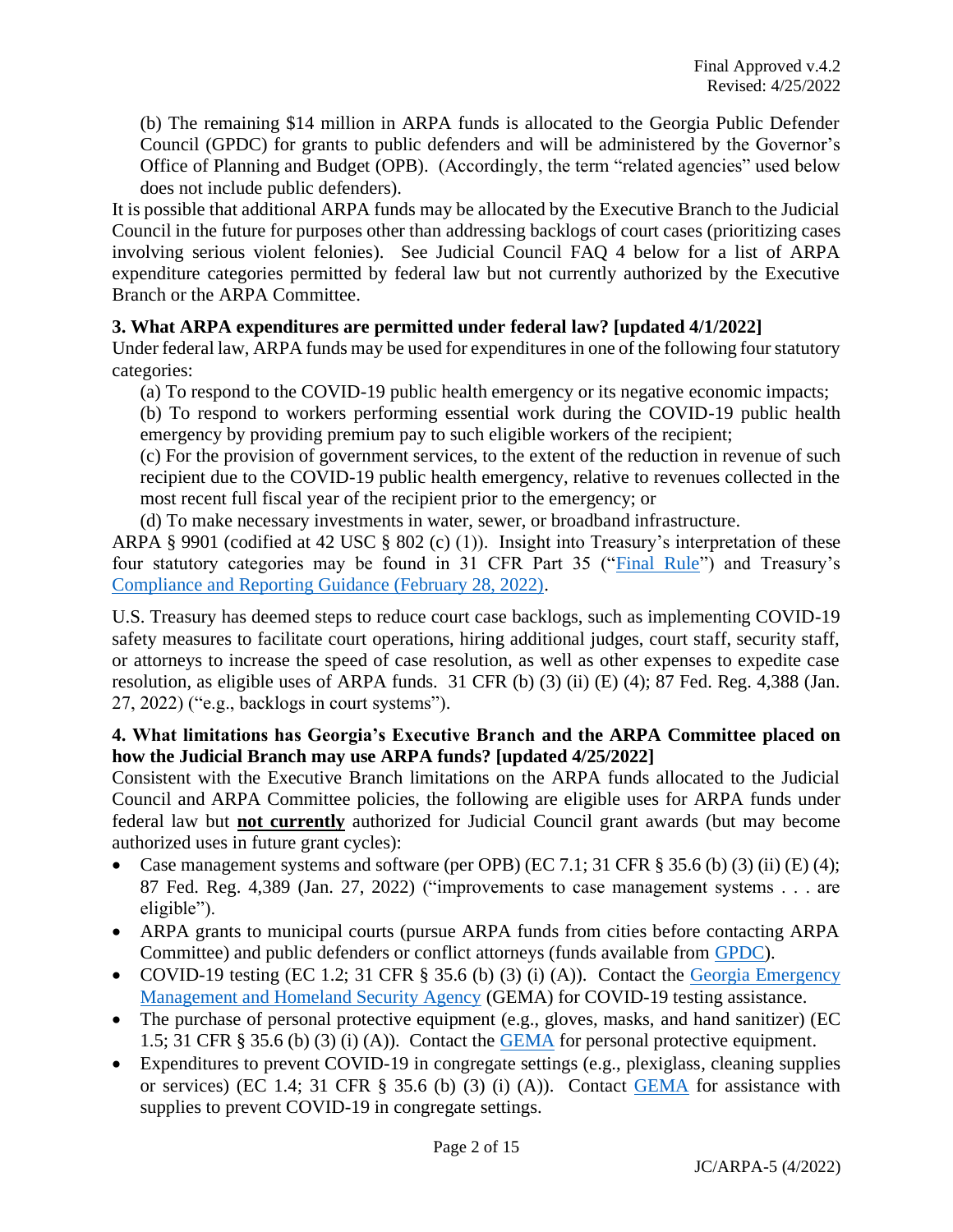(b) The remaining $14 million in ARPA funds is allocated to the Georgia Public Defender Council (GPDC) for grants to public defenders and will be administered by the Governor's Office of Planning and Budget (OPB). (Accordingly, the term "related agencies" used below does not include public defenders).

It is possible that additional ARPA funds may be allocated by the Executive Branch to the Judicial Council in the future for purposes other than addressing backlogs of court cases (prioritizing cases involving serious violent felonies). See Judicial Council FAQ 4 below for a list of ARPA expenditure categories permitted by federal law but not currently authorized by the Executive Branch or the ARPA Committee.

**3. What ARPA expenditures are permitted under federal law? [updated 4/1/2022]**

Under federal law, ARPA funds may be used for expenditures in one of the following four statutory categories:

(a) To respond to the COVID-19 public health emergency or its negative economic impacts;

(b) To respond to workers performing essential work during the COVID-19 public health emergency by providing premium pay to such eligible workers of the recipient;

(c) For the provision of government services, to the extent of the reduction in revenue of such recipient due to the COVID-19 public health emergency, relative to revenues collected in the most recent full fiscal year of the recipient prior to the emergency; or

(d) To make necessary investments in water, sewer, or broadband infrastructure.

ARPA § 9901 (codified at 42 USC § 802 (c) (1)). Insight into Treasury's interpretation of these four statutory categories may be found in 31 CFR Part 35 ("Final Rule") and Treasury's Compliance and Reporting Guidance (February 28, 2022).

U.S. Treasury has deemed steps to reduce court case backlogs, such as implementing COVID-19 safety measures to facilitate court operations, hiring additional judges, court staff, security staff, or attorneys to increase the speed of case resolution, as well as other expenses to expedite case resolution, as eligible uses of ARPA funds. 31 CFR (b) (3) (ii) (E) (4); 87 Fed. Reg. 4,388 (Jan. 27, 2022) ("e.g., backlogs in court systems").

**4. What limitations has Georgia's Executive Branch and the ARPA Committee placed on how the Judicial Branch may use ARPA funds? [updated 4/25/2022]**

Consistent with the Executive Branch limitations on the ARPA funds allocated to the Judicial Council and ARPA Committee policies, the following are eligible uses for ARPA funds under federal law but **not currently** authorized for Judicial Council grant awards (but may become authorized uses in future grant cycles):

- Case management systems and software (per OPB) (EC 7.1; 31 CFR § 35.6 (b) (3) (ii) (E) (4); 87 Fed. Reg. 4,389 (Jan. 27, 2022) ("improvements to case management systems . . . are eligible").
- ARPA grants to municipal courts (pursue ARPA funds from cities before contacting ARPA Committee) and public defenders or conflict attorneys (funds available from GPDC).
- COVID-19 testing (EC 1.2; 31 CFR § 35.6 (b) (3) (i) (A)). Contact the Georgia Emergency Management and Homeland Security Agency (GEMA) for COVID-19 testing assistance.
- The purchase of personal protective equipment (e.g., gloves, masks, and hand sanitizer) (EC 1.5; 31 CFR § 35.6 (b) (3) (i) (A)). Contact the GEMA for personal protective equipment.
- Expenditures to prevent COVID-19 in congregate settings (e.g., plexiglass, cleaning supplies or services) (EC 1.4; 31 CFR § 35.6 (b) (3) (i) (A)). Contact GEMA for assistance with supplies to prevent COVID-19 in congregate settings.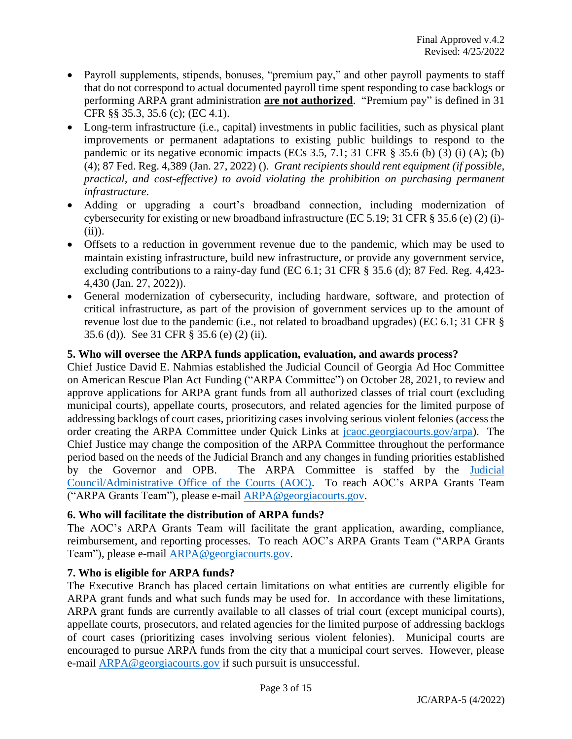- Payroll supplements, stipends, bonuses, "premium pay," and other payroll payments to staff that do not correspond to actual documented payroll time spent responding to case backlogs or performing ARPA grant administration **<u>are not authorized</u>**. "Premium pay" is defined in 31 CFR §§ 35.3, 35.6 (c); (EC 4.1).
- Long-term infrastructure (i.e., capital) investments in public facilities, such as physical plant improvements or permanent adaptations to existing public buildings to respond to the pandemic or its negative economic impacts (ECs 3.5, 7.1; 31 CFR § 35.6 (b) (3) (i) (A); (b) (4); 87 Fed. Reg. 4,389 (Jan. 27, 2022) (). *Grant recipients should rent equipment (if possible, practical, and cost-effective) to avoid violating the prohibition on purchasing permanent infrastructure.*
- Adding or upgrading a court's broadband connection, including modernization of cybersecurity for existing or new broadband infrastructure (EC 5.19; 31 CFR § 35.6 (e) (2) (i)-(ii)).
- Offsets to a reduction in government revenue due to the pandemic, which may be used to maintain existing infrastructure, build new infrastructure, or provide any government service, excluding contributions to a rainy-day fund (EC 6.1; 31 CFR § 35.6 (d); 87 Fed. Reg. 4,423-4,430 (Jan. 27, 2022)).
- General modernization of cybersecurity, including hardware, software, and protection of critical infrastructure, as part of the provision of government services up to the amount of revenue lost due to the pandemic (i.e., not related to broadband upgrades) (EC 6.1; 31 CFR § 35.6 (d)). See 31 CFR § 35.6 (e) (2) (ii).

**5. Who will oversee the ARPA funds application, evaluation, and awards process?**

Chief Justice David E. Nahmias established the Judicial Council of Georgia Ad Hoc Committee on American Rescue Plan Act Funding ("ARPA Committee") on October 28, 2021, to review and approve applications for ARPA grant funds from all authorized classes of trial court (excluding municipal courts), appellate courts, prosecutors, and related agencies for the limited purpose of addressing backlogs of court cases, prioritizing cases involving serious violent felonies (access the order creating the ARPA Committee under Quick Links at jcaoc.georgiacourts.gov/arpa). The Chief Justice may change the composition of the ARPA Committee throughout the performance period based on the needs of the Judicial Branch and any changes in funding priorities established by the Governor and OPB. The ARPA Committee is staffed by the Judicial Council/Administrative Office of the Courts (AOC). To reach AOC's ARPA Grants Team ("ARPA Grants Team"), please e-mail ARPA@georgiacourts.gov.

**6. Who will facilitate the distribution of ARPA funds?**

The AOC's ARPA Grants Team will facilitate the grant application, awarding, compliance, reimbursement, and reporting processes. To reach AOC's ARPA Grants Team ("ARPA Grants Team"), please e-mail ARPA@georgiacourts.gov.

**7. Who is eligible for ARPA funds?**

The Executive Branch has placed certain limitations on what entities are currently eligible for ARPA grant funds and what such funds may be used for. In accordance with these limitations, ARPA grant funds are currently available to all classes of trial court (except municipal courts), appellate courts, prosecutors, and related agencies for the limited purpose of addressing backlogs of court cases (prioritizing cases involving serious violent felonies). Municipal courts are encouraged to pursue ARPA funds from the city that a municipal court serves. However, please e-mail ARPA@georgiacourts.gov if such pursuit is unsuccessful.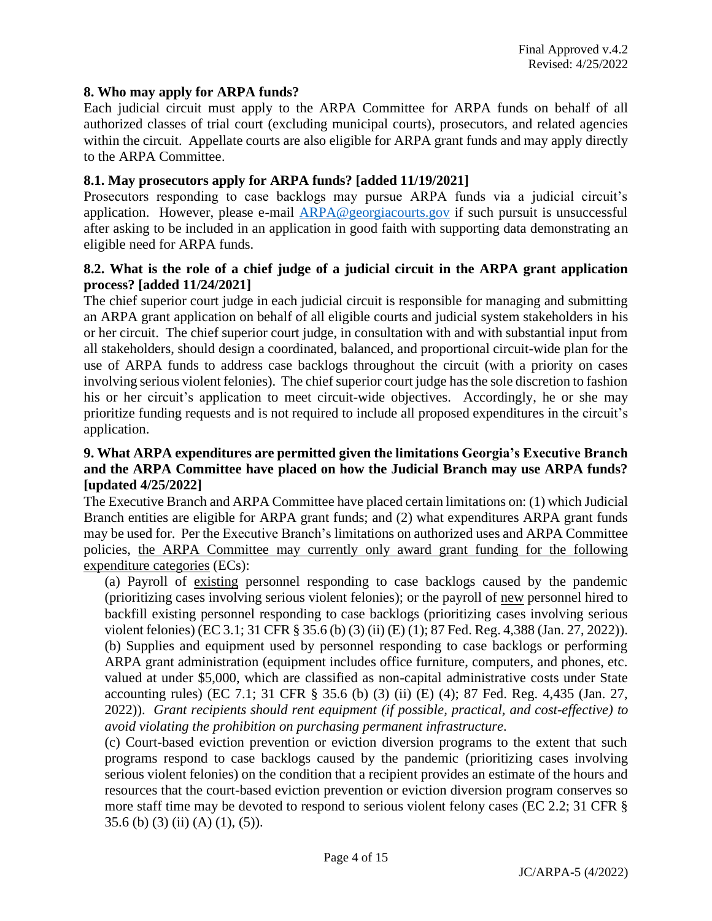**8. Who may apply for ARPA funds?**

Each judicial circuit must apply to the ARPA Committee for ARPA funds on behalf of all authorized classes of trial court (excluding municipal courts), prosecutors, and related agencies within the circuit. Appellate courts are also eligible for ARPA grant funds and may apply directly to the ARPA Committee.

**8.1. May prosecutors apply for ARPA funds? [added 11/19/2021]**

Prosecutors responding to case backlogs may pursue ARPA funds via a judicial circuit's application. However, please e-mail [ARPA@georgiacourts.gov](mailto:ARPA@georgiacourts.gov) if such pursuit is unsuccessful after asking to be included in an application in good faith with supporting data demonstrating an eligible need for ARPA funds.

**8.2. What is the role of a chief judge of a judicial circuit in the ARPA grant application process? [added 11/24/2021]**

The chief superior court judge in each judicial circuit is responsible for managing and submitting an ARPA grant application on behalf of all eligible courts and judicial system stakeholders in his or her circuit. The chief superior court judge, in consultation with and with substantial input from all stakeholders, should design a coordinated, balanced, and proportional circuit-wide plan for the use of ARPA funds to address case backlogs throughout the circuit (with a priority on cases involving serious violent felonies). The chief superior court judge has the sole discretion to fashion his or her circuit's application to meet circuit-wide objectives. Accordingly, he or she may prioritize funding requests and is not required to include all proposed expenditures in the circuit's application.

**9. What ARPA expenditures are permitted given the limitations Georgia's Executive Branch and the ARPA Committee have placed on how the Judicial Branch may use ARPA funds? [updated 4/25/2022]**

The Executive Branch and ARPA Committee have placed certain limitations on: (1) which Judicial Branch entities are eligible for ARPA grant funds; and (2) what expenditures ARPA grant funds may be used for. Per the Executive Branch's limitations on authorized uses and ARPA Committee policies, <u>the ARPA Committee may currently only award grant funding for the following expenditure categories</u> (ECs):

(a) Payroll of <u>existing</u> personnel responding to case backlogs caused by the pandemic (prioritizing cases involving serious violent felonies); or the payroll of <u>new</u> personnel hired to backfill existing personnel responding to case backlogs (prioritizing cases involving serious violent felonies) (EC 3.1; 31 CFR § 35.6 (b) (3) (ii) (E) (1); 87 Fed. Reg. 4,388 (Jan. 27, 2022)).

(b) Supplies and equipment used by personnel responding to case backlogs or performing ARPA grant administration (equipment includes office furniture, computers, and phones, etc. valued at under $5,000, which are classified as non-capital administrative costs under State accounting rules) (EC 7.1; 31 CFR § 35.6 (b) (3) (ii) (E) (4); 87 Fed. Reg. 4,435 (Jan. 27, 2022)). *Grant recipients should rent equipment (if possible, practical, and cost-effective) to avoid violating the prohibition on purchasing permanent infrastructure.*

(c) Court-based eviction prevention or eviction diversion programs to the extent that such programs respond to case backlogs caused by the pandemic (prioritizing cases involving serious violent felonies) on the condition that a recipient provides an estimate of the hours and resources that the court-based eviction prevention or eviction diversion program conserves so more staff time may be devoted to respond to serious violent felony cases (EC 2.2; 31 CFR § 35.6 (b) (3) (ii) (A) (1), (5)).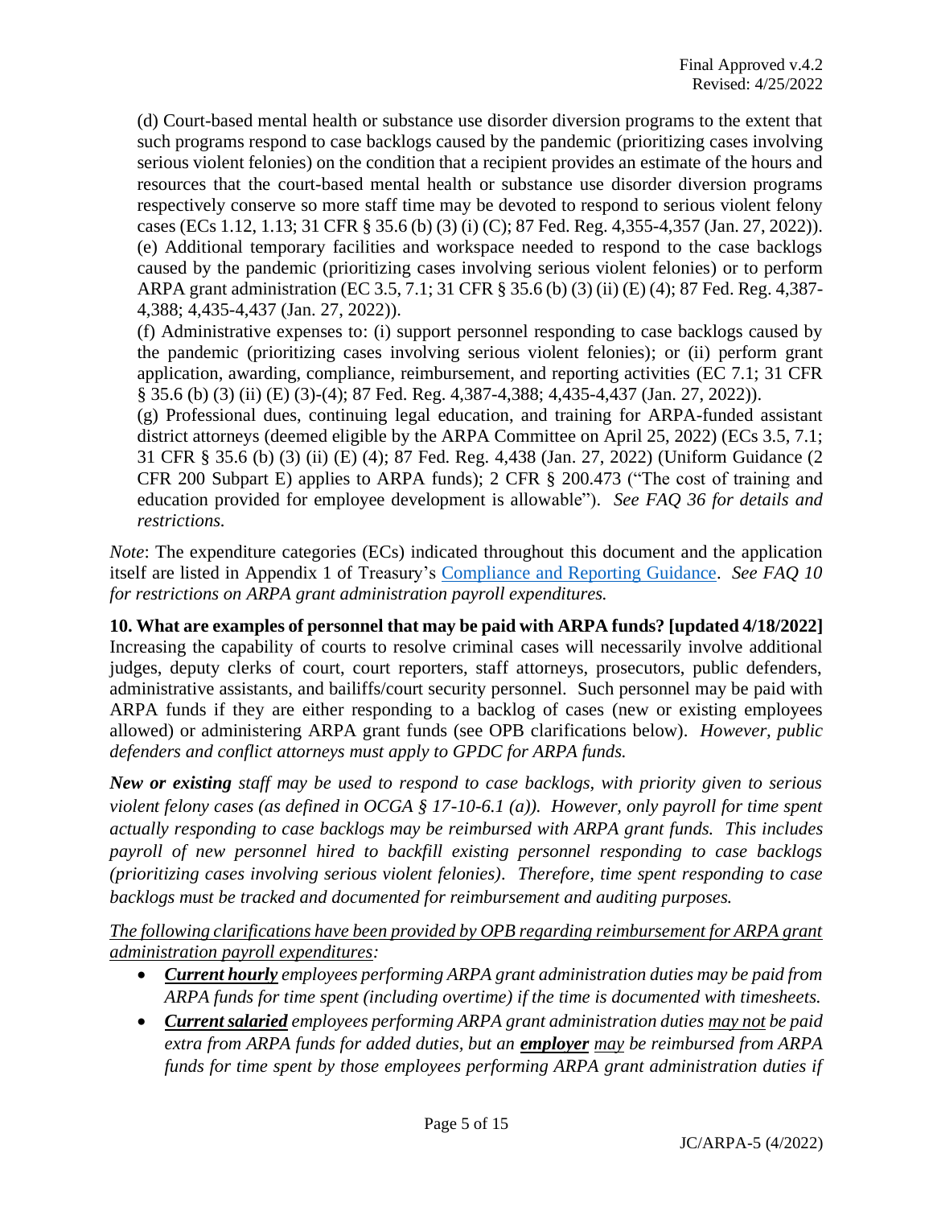(d) Court-based mental health or substance use disorder diversion programs to the extent that such programs respond to case backlogs caused by the pandemic (prioritizing cases involving serious violent felonies) on the condition that a recipient provides an estimate of the hours and resources that the court-based mental health or substance use disorder diversion programs respectively conserve so more staff time may be devoted to respond to serious violent felony cases (ECs 1.12, 1.13; 31 CFR § 35.6 (b) (3) (i) (C); 87 Fed. Reg. 4,355-4,357 (Jan. 27, 2022)).
(e) Additional temporary facilities and workspace needed to respond to the case backlogs caused by the pandemic (prioritizing cases involving serious violent felonies) or to perform ARPA grant administration (EC 3.5, 7.1; 31 CFR § 35.6 (b) (3) (ii) (E) (4); 87 Fed. Reg. 4,387-4,388; 4,435-4,437 (Jan. 27, 2022)).
(f) Administrative expenses to: (i) support personnel responding to case backlogs caused by the pandemic (prioritizing cases involving serious violent felonies); or (ii) perform grant application, awarding, compliance, reimbursement, and reporting activities (EC 7.1; 31 CFR § 35.6 (b) (3) (ii) (E) (3)-(4); 87 Fed. Reg. 4,387-4,388; 4,435-4,437 (Jan. 27, 2022)).
(g) Professional dues, continuing legal education, and training for ARPA-funded assistant district attorneys (deemed eligible by the ARPA Committee on April 25, 2022) (ECs 3.5, 7.1; 31 CFR § 35.6 (b) (3) (ii) (E) (4); 87 Fed. Reg. 4,438 (Jan. 27, 2022) (Uniform Guidance (2 CFR 200 Subpart E) applies to ARPA funds); 2 CFR § 200.473 ("The cost of training and education provided for employee development is allowable"). *See FAQ 36 for details and restrictions.*

*Note*: The expenditure categories (ECs) indicated throughout this document and the application itself are listed in Appendix 1 of Treasury's Compliance and Reporting Guidance. *See FAQ 10 for restrictions on ARPA grant administration payroll expenditures.*

**10. What are examples of personnel that may be paid with ARPA funds? [updated 4/18/2022]**
Increasing the capability of courts to resolve criminal cases will necessarily involve additional judges, deputy clerks of court, court reporters, staff attorneys, prosecutors, public defenders, administrative assistants, and bailiffs/court security personnel. Such personnel may be paid with ARPA funds if they are either responding to a backlog of cases (new or existing employees allowed) or administering ARPA grant funds (see OPB clarifications below). *However, public defenders and conflict attorneys must apply to GPDC for ARPA funds.*

***New or existing*** *staff may be used to respond to case backlogs, with priority given to serious violent felony cases (as defined in OCGA § 17-10-6.1 (a)). However, only payroll for time spent actually responding to case backlogs may be reimbursed with ARPA grant funds. This includes payroll of new personnel hired to backfill existing personnel responding to case backlogs (prioritizing cases involving serious violent felonies). Therefore, time spent responding to case backlogs must be tracked and documented for reimbursement and auditing purposes.*

*<u>The following clarifications have been provided by OPB regarding reimbursement for ARPA grant administration payroll expenditures</u>:*

- ***<u>Current hourly</u>*** *employees performing ARPA grant administration duties may be paid from ARPA funds for time spent (including overtime) if the time is documented with timesheets.*
- ***<u>Current salaried</u>*** *employees performing ARPA grant administration duties <u>may not</u> be paid extra from ARPA funds for added duties, but an* ***<u>employer</u>*** *<u>may</u> be reimbursed from ARPA funds for time spent by those employees performing ARPA grant administration duties if*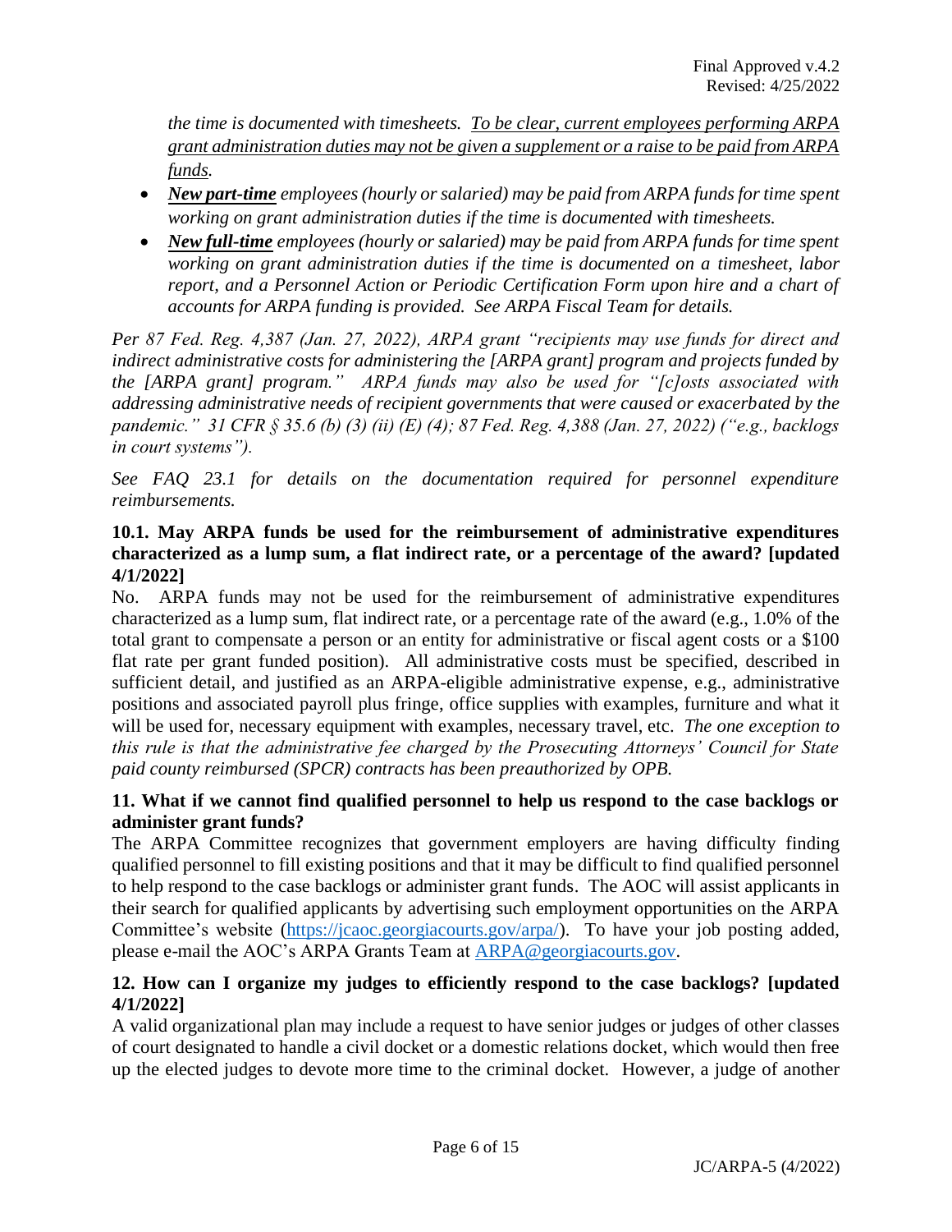*the time is documented with timesheets. <u>To be clear, current employees performing ARPA grant administration duties may not be given a supplement or a raise to be paid from ARPA funds</u>.*

- ***<u>New part-time</u>*** *employees (hourly or salaried) may be paid from ARPA funds for time spent working on grant administration duties if the time is documented with timesheets.*
- ***<u>New full-time</u>*** *employees (hourly or salaried) may be paid from ARPA funds for time spent working on grant administration duties if the time is documented on a timesheet, labor report, and a Personnel Action or Periodic Certification Form upon hire and a chart of accounts for ARPA funding is provided. See ARPA Fiscal Team for details.*

*Per 87 Fed. Reg. 4,387 (Jan. 27, 2022), ARPA grant "recipients may use funds for direct and indirect administrative costs for administering the [ARPA grant] program and projects funded by the [ARPA grant] program." ARPA funds may also be used for "[c]osts associated with addressing administrative needs of recipient governments that were caused or exacerbated by the pandemic." 31 CFR § 35.6 (b) (3) (ii) (E) (4); 87 Fed. Reg. 4,388 (Jan. 27, 2022) ("e.g., backlogs in court systems").*

*See FAQ 23.1 for details on the documentation required for personnel expenditure reimbursements.*

**10.1. May ARPA funds be used for the reimbursement of administrative expenditures characterized as a lump sum, a flat indirect rate, or a percentage of the award? [updated 4/1/2022]**

No. ARPA funds may not be used for the reimbursement of administrative expenditures characterized as a lump sum, flat indirect rate, or a percentage rate of the award (e.g., 1.0% of the total grant to compensate a person or an entity for administrative or fiscal agent costs or a $100 flat rate per grant funded position). All administrative costs must be specified, described in sufficient detail, and justified as an ARPA-eligible administrative expense, e.g., administrative positions and associated payroll plus fringe, office supplies with examples, furniture and what it will be used for, necessary equipment with examples, necessary travel, etc. *The one exception to this rule is that the administrative fee charged by the Prosecuting Attorneys' Council for State paid county reimbursed (SPCR) contracts has been preauthorized by OPB.*

**11. What if we cannot find qualified personnel to help us respond to the case backlogs or administer grant funds?**

The ARPA Committee recognizes that government employers are having difficulty finding qualified personnel to fill existing positions and that it may be difficult to find qualified personnel to help respond to the case backlogs or administer grant funds. The AOC will assist applicants in their search for qualified applicants by advertising such employment opportunities on the ARPA Committee's website (https://jcaoc.georgiacourts.gov/arpa/). To have your job posting added, please e-mail the AOC's ARPA Grants Team at ARPA@georgiacourts.gov.

**12. How can I organize my judges to efficiently respond to the case backlogs? [updated 4/1/2022]**

A valid organizational plan may include a request to have senior judges or judges of other classes of court designated to handle a civil docket or a domestic relations docket, which would then free up the elected judges to devote more time to the criminal docket. However, a judge of another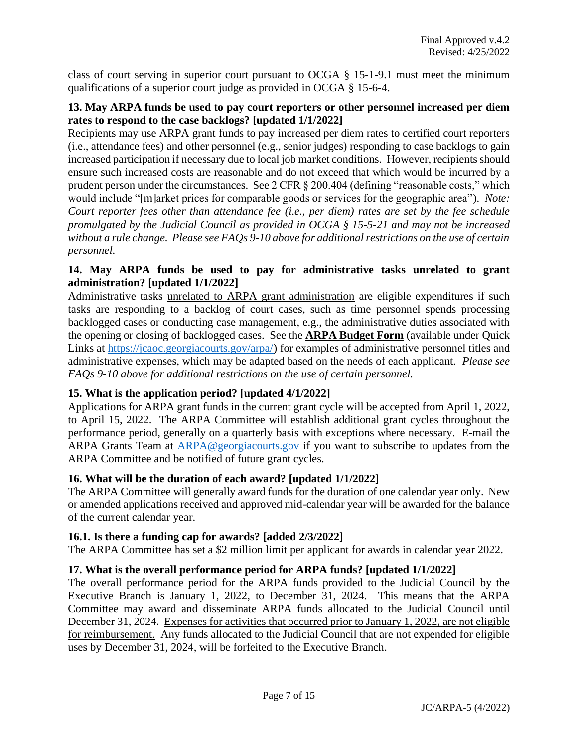class of court serving in superior court pursuant to OCGA § 15-1-9.1 must meet the minimum qualifications of a superior court judge as provided in OCGA § 15-6-4.

**13. May ARPA funds be used to pay court reporters or other personnel increased per diem rates to respond to the case backlogs? [updated 1/1/2022]**

Recipients may use ARPA grant funds to pay increased per diem rates to certified court reporters (i.e., attendance fees) and other personnel (e.g., senior judges) responding to case backlogs to gain increased participation if necessary due to local job market conditions. However, recipients should ensure such increased costs are reasonable and do not exceed that which would be incurred by a prudent person under the circumstances. See 2 CFR § 200.404 (defining "reasonable costs," which would include "[m]arket prices for comparable goods or services for the geographic area"). *Note: Court reporter fees other than attendance fee (i.e., per diem) rates are set by the fee schedule promulgated by the Judicial Council as provided in OCGA § 15-5-21 and may not be increased without a rule change. Please see FAQs 9-10 above for additional restrictions on the use of certain personnel.*

**14. May ARPA funds be used to pay for administrative tasks unrelated to grant administration? [updated 1/1/2022]**

Administrative tasks <u>unrelated to ARPA grant administration</u> are eligible expenditures if such tasks are responding to a backlog of court cases, such as time personnel spends processing backlogged cases or conducting case management, e.g., the administrative duties associated with the opening or closing of backlogged cases. See the **<u>ARPA Budget Form</u>** (available under Quick Links at https://jcaoc.georgiacourts.gov/arpa/) for examples of administrative personnel titles and administrative expenses, which may be adapted based on the needs of each applicant. *Please see FAQs 9-10 above for additional restrictions on the use of certain personnel.*

**15. What is the application period? [updated 4/1/2022]**

Applications for ARPA grant funds in the current grant cycle will be accepted from <u>April 1, 2022, to April 15, 2022</u>. The ARPA Committee will establish additional grant cycles throughout the performance period, generally on a quarterly basis with exceptions where necessary. E-mail the ARPA Grants Team at ARPA@georgiacourts.gov if you want to subscribe to updates from the ARPA Committee and be notified of future grant cycles.

**16. What will be the duration of each award? [updated 1/1/2022]**

The ARPA Committee will generally award funds for the duration of <u>one calendar year only</u>. New or amended applications received and approved mid-calendar year will be awarded for the balance of the current calendar year.

**16.1. Is there a funding cap for awards? [added 2/3/2022]**

The ARPA Committee has set a $2 million limit per applicant for awards in calendar year 2022.

**17. What is the overall performance period for ARPA funds? [updated 1/1/2022]**

The overall performance period for the ARPA funds provided to the Judicial Council by the Executive Branch is <u>January 1, 2022, to December 31, 2024</u>. This means that the ARPA Committee may award and disseminate ARPA funds allocated to the Judicial Council until December 31, 2024. <u>Expenses for activities that occurred prior to January 1, 2022, are not eligible for reimbursement.</u> Any funds allocated to the Judicial Council that are not expended for eligible uses by December 31, 2024, will be forfeited to the Executive Branch.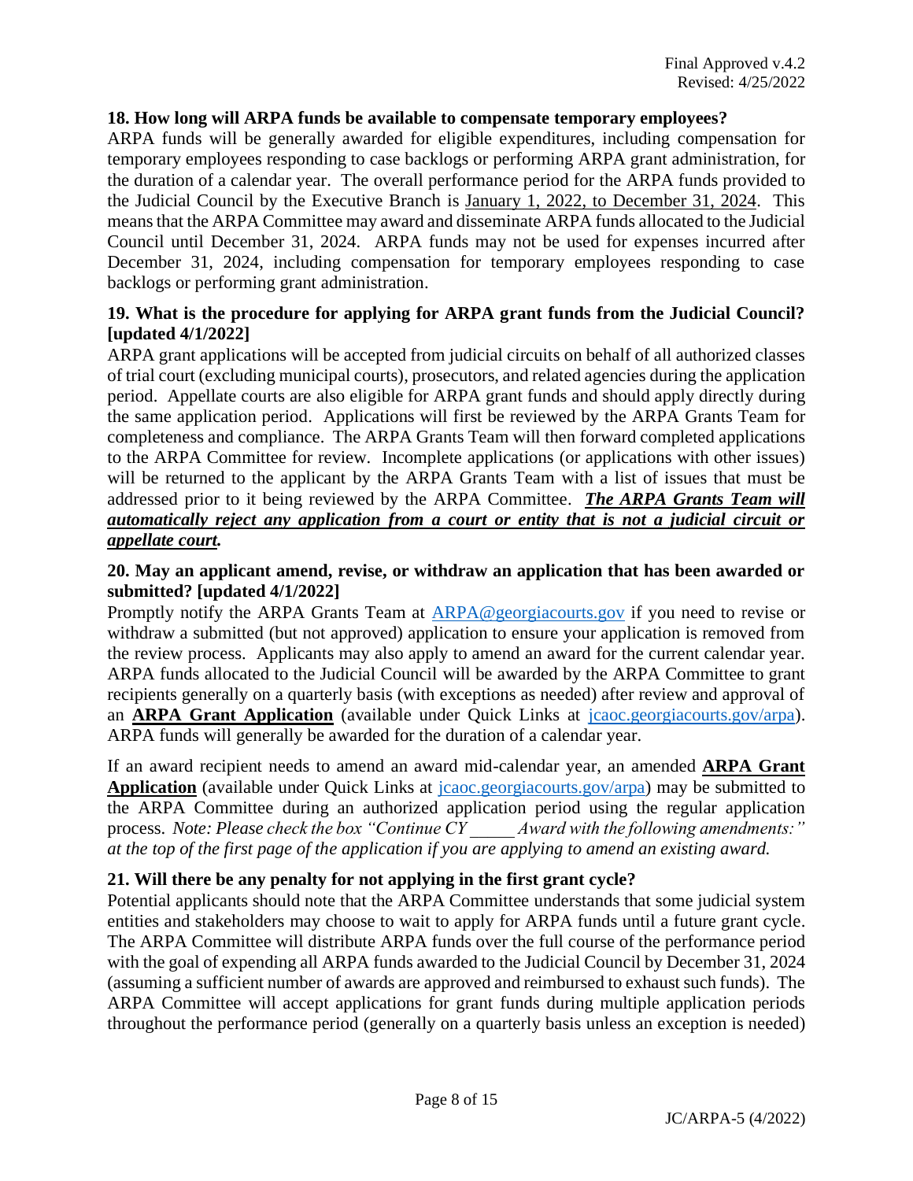### 18. How long will ARPA funds be available to compensate temporary employees?

ARPA funds will be generally awarded for eligible expenditures, including compensation for temporary employees responding to case backlogs or performing ARPA grant administration, for the duration of a calendar year. The overall performance period for the ARPA funds provided to the Judicial Council by the Executive Branch is January 1, 2022, to December 31, 2024. This means that the ARPA Committee may award and disseminate ARPA funds allocated to the Judicial Council until December 31, 2024. ARPA funds may not be used for expenses incurred after December 31, 2024, including compensation for temporary employees responding to case backlogs or performing grant administration.

### 19. What is the procedure for applying for ARPA grant funds from the Judicial Council? [updated 4/1/2022]

ARPA grant applications will be accepted from judicial circuits on behalf of all authorized classes of trial court (excluding municipal courts), prosecutors, and related agencies during the application period. Appellate courts are also eligible for ARPA grant funds and should apply directly during the same application period. Applications will first be reviewed by the ARPA Grants Team for completeness and compliance. The ARPA Grants Team will then forward completed applications to the ARPA Committee for review. Incomplete applications (or applications with other issues) will be returned to the applicant by the ARPA Grants Team with a list of issues that must be addressed prior to it being reviewed by the ARPA Committee. ***The ARPA Grants Team will automatically reject any application from a court or entity that is not a judicial circuit or appellate court.***

### 20. May an applicant amend, revise, or withdraw an application that has been awarded or submitted? [updated 4/1/2022]

Promptly notify the ARPA Grants Team at ARPA@georgiacourts.gov if you need to revise or withdraw a submitted (but not approved) application to ensure your application is removed from the review process. Applicants may also apply to amend an award for the current calendar year. ARPA funds allocated to the Judicial Council will be awarded by the ARPA Committee to grant recipients generally on a quarterly basis (with exceptions as needed) after review and approval of an **ARPA Grant Application** (available under Quick Links at jcaoc.georgiacourts.gov/arpa). ARPA funds will generally be awarded for the duration of a calendar year.

If an award recipient needs to amend an award mid-calendar year, an amended **ARPA Grant Application** (available under Quick Links at jcaoc.georgiacourts.gov/arpa) may be submitted to the ARPA Committee during an authorized application period using the regular application process. *Note: Please check the box "Continue CY \_\_\_\_\_ Award with the following amendments:" at the top of the first page of the application if you are applying to amend an existing award.*

### 21. Will there be any penalty for not applying in the first grant cycle?

Potential applicants should note that the ARPA Committee understands that some judicial system entities and stakeholders may choose to wait to apply for ARPA funds until a future grant cycle. The ARPA Committee will distribute ARPA funds over the full course of the performance period with the goal of expending all ARPA funds awarded to the Judicial Council by December 31, 2024 (assuming a sufficient number of awards are approved and reimbursed to exhaust such funds). The ARPA Committee will accept applications for grant funds during multiple application periods throughout the performance period (generally on a quarterly basis unless an exception is needed)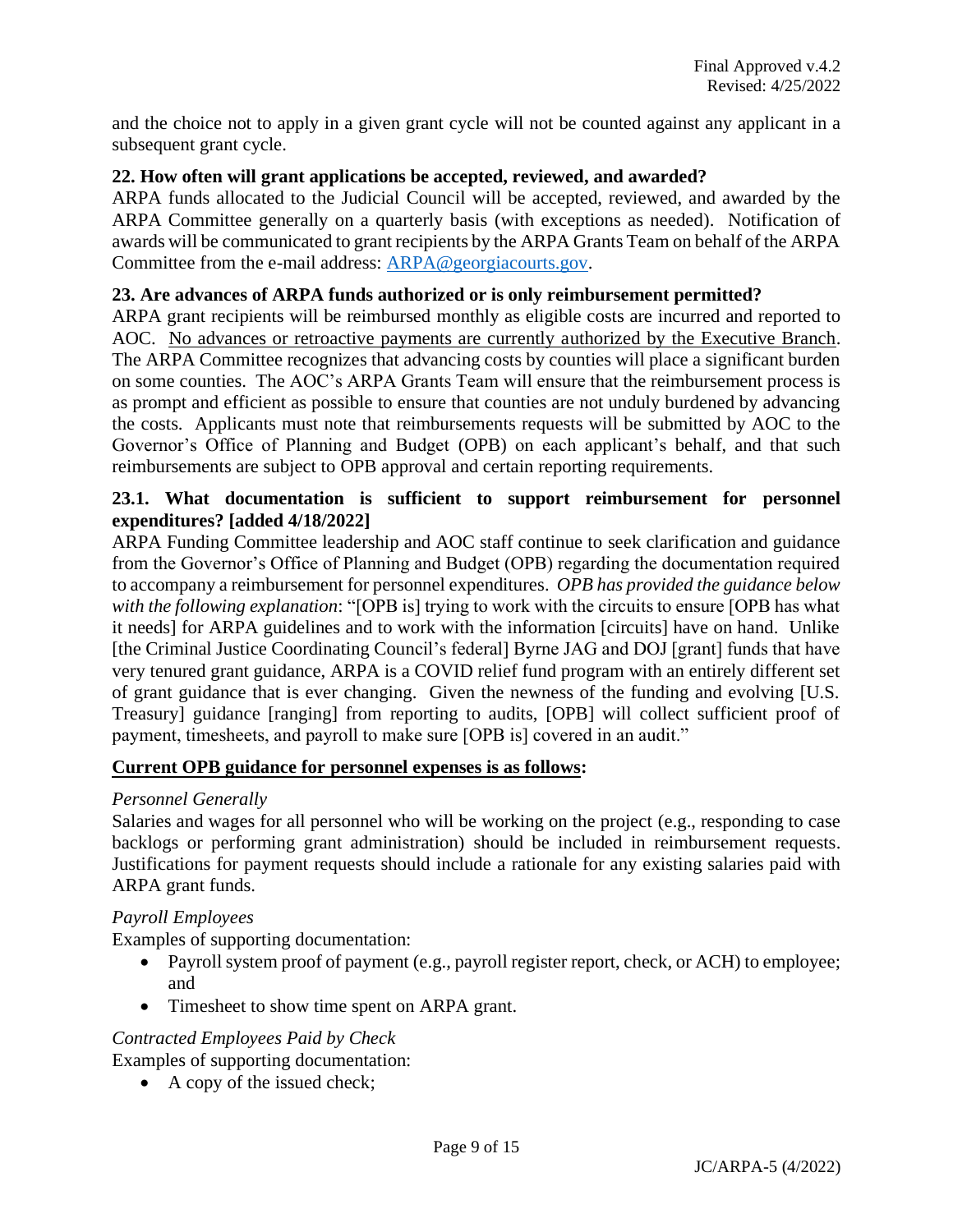and the choice not to apply in a given grant cycle will not be counted against any applicant in a subsequent grant cycle.

**22. How often will grant applications be accepted, reviewed, and awarded?**

ARPA funds allocated to the Judicial Council will be accepted, reviewed, and awarded by the ARPA Committee generally on a quarterly basis (with exceptions as needed). Notification of awards will be communicated to grant recipients by the ARPA Grants Team on behalf of the ARPA Committee from the e-mail address: ARPA@georgiacourts.gov.

**23. Are advances of ARPA funds authorized or is only reimbursement permitted?**

ARPA grant recipients will be reimbursed monthly as eligible costs are incurred and reported to AOC. No advances or retroactive payments are currently authorized by the Executive Branch. The ARPA Committee recognizes that advancing costs by counties will place a significant burden on some counties. The AOC's ARPA Grants Team will ensure that the reimbursement process is as prompt and efficient as possible to ensure that counties are not unduly burdened by advancing the costs. Applicants must note that reimbursements requests will be submitted by AOC to the Governor's Office of Planning and Budget (OPB) on each applicant's behalf, and that such reimbursements are subject to OPB approval and certain reporting requirements.

**23.1. What documentation is sufficient to support reimbursement for personnel expenditures? [added 4/18/2022]**

ARPA Funding Committee leadership and AOC staff continue to seek clarification and guidance from the Governor's Office of Planning and Budget (OPB) regarding the documentation required to accompany a reimbursement for personnel expenditures. *OPB has provided the guidance below with the following explanation*: "[OPB is] trying to work with the circuits to ensure [OPB has what it needs] for ARPA guidelines and to work with the information [circuits] have on hand. Unlike [the Criminal Justice Coordinating Council's federal] Byrne JAG and DOJ [grant] funds that have very tenured grant guidance, ARPA is a COVID relief fund program with an entirely different set of grant guidance that is ever changing. Given the newness of the funding and evolving [U.S. Treasury] guidance [ranging] from reporting to audits, [OPB] will collect sufficient proof of payment, timesheets, and payroll to make sure [OPB is] covered in an audit."

**Current OPB guidance for personnel expenses is as follows:**

*Personnel Generally*

Salaries and wages for all personnel who will be working on the project (e.g., responding to case backlogs or performing grant administration) should be included in reimbursement requests. Justifications for payment requests should include a rationale for any existing salaries paid with ARPA grant funds.

*Payroll Employees*

Examples of supporting documentation:

- Payroll system proof of payment (e.g., payroll register report, check, or ACH) to employee; and
- Timesheet to show time spent on ARPA grant.

*Contracted Employees Paid by Check*

Examples of supporting documentation:

- A copy of the issued check;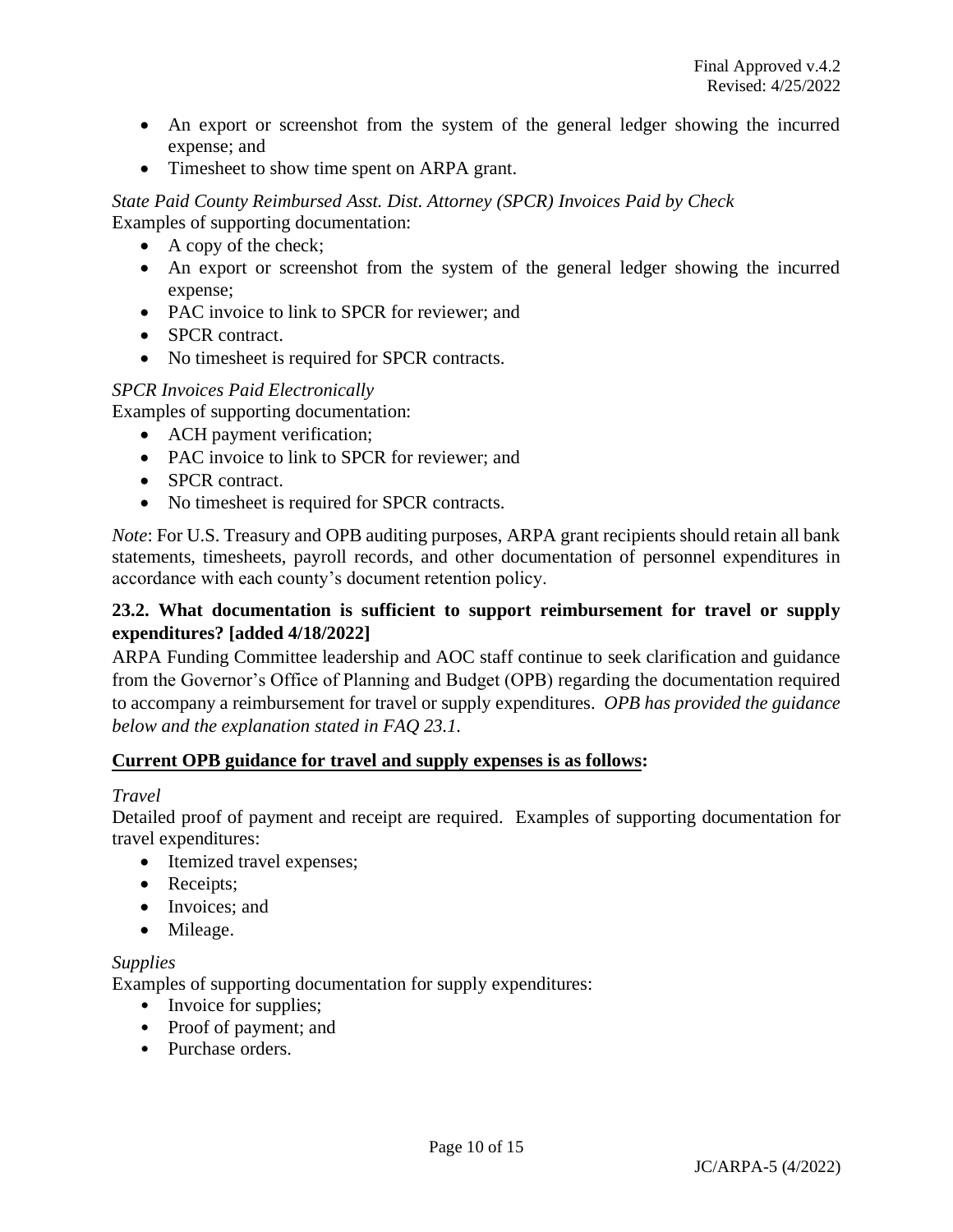- An export or screenshot from the system of the general ledger showing the incurred expense; and
- Timesheet to show time spent on ARPA grant.

*State Paid County Reimbursed Asst. Dist. Attorney (SPCR) Invoices Paid by Check*
Examples of supporting documentation:

- A copy of the check;
- An export or screenshot from the system of the general ledger showing the incurred expense;
- PAC invoice to link to SPCR for reviewer; and
- SPCR contract.
- No timesheet is required for SPCR contracts.

*SPCR Invoices Paid Electronically*
Examples of supporting documentation:

- ACH payment verification;
- PAC invoice to link to SPCR for reviewer; and
- SPCR contract.
- No timesheet is required for SPCR contracts.

*Note*: For U.S. Treasury and OPB auditing purposes, ARPA grant recipients should retain all bank statements, timesheets, payroll records, and other documentation of personnel expenditures in accordance with each county's document retention policy.

### 23.2. What documentation is sufficient to support reimbursement for travel or supply expenditures? [added 4/18/2022]

ARPA Funding Committee leadership and AOC staff continue to seek clarification and guidance from the Governor's Office of Planning and Budget (OPB) regarding the documentation required to accompany a reimbursement for travel or supply expenditures. *OPB has provided the guidance below and the explanation stated in FAQ 23.1.*

**<u>Current OPB guidance for travel and supply expenses is as follows</u>:**

*Travel*
Detailed proof of payment and receipt are required. Examples of supporting documentation for travel expenditures:

- Itemized travel expenses;
- Receipts;
- Invoices; and
- Mileage.

*Supplies*
Examples of supporting documentation for supply expenditures:

- Invoice for supplies;
- Proof of payment; and
- Purchase orders.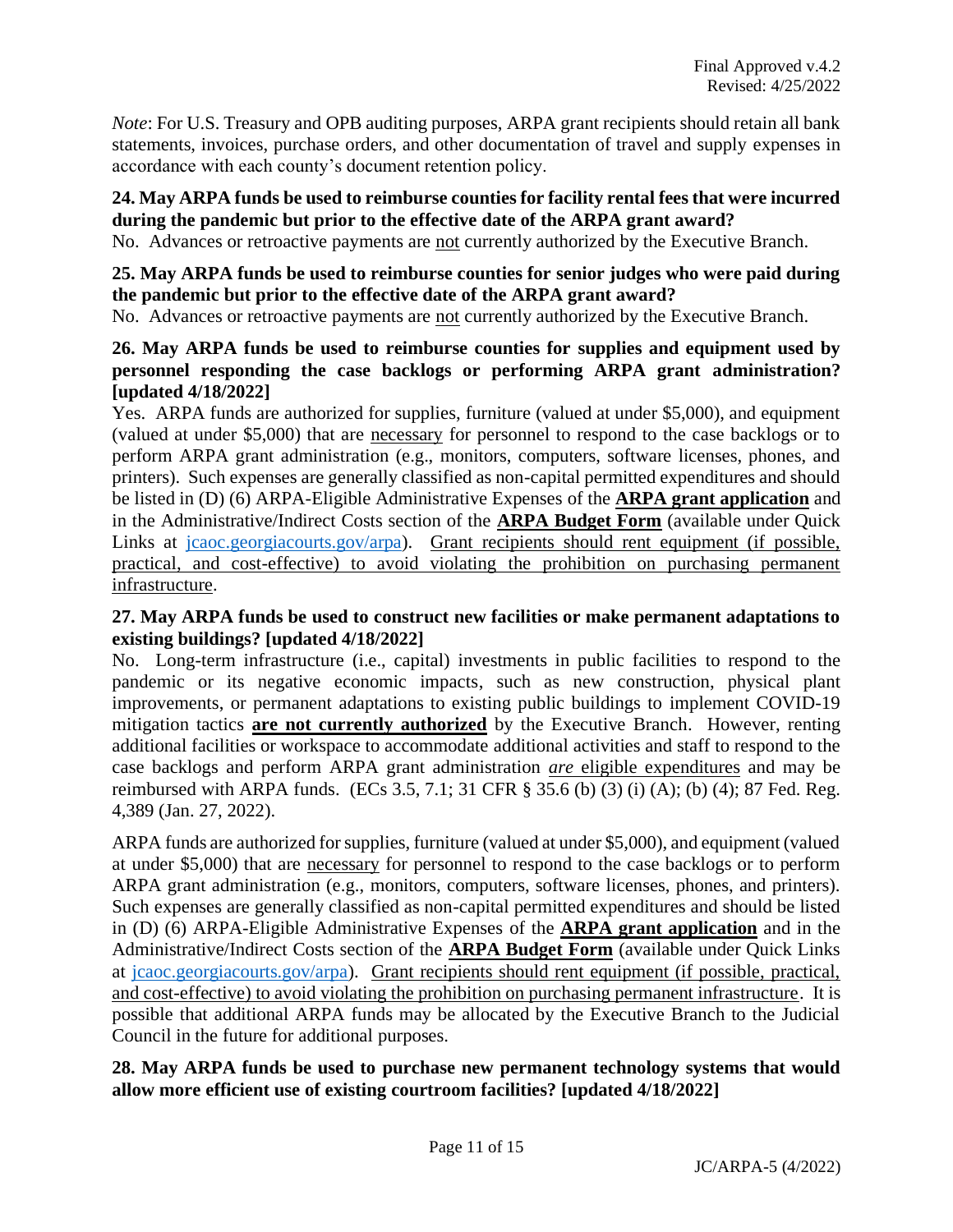*Note*: For U.S. Treasury and OPB auditing purposes, ARPA grant recipients should retain all bank statements, invoices, purchase orders, and other documentation of travel and supply expenses in accordance with each county's document retention policy.

**24. May ARPA funds be used to reimburse counties for facility rental fees that were incurred during the pandemic but prior to the effective date of the ARPA grant award?**

No. Advances or retroactive payments are <u>not</u> currently authorized by the Executive Branch.

**25. May ARPA funds be used to reimburse counties for senior judges who were paid during the pandemic but prior to the effective date of the ARPA grant award?**

No. Advances or retroactive payments are <u>not</u> currently authorized by the Executive Branch.

**26. May ARPA funds be used to reimburse counties for supplies and equipment used by personnel responding the case backlogs or performing ARPA grant administration? [updated 4/18/2022]**

Yes. ARPA funds are authorized for supplies, furniture (valued at under $5,000), and equipment (valued at under $5,000) that are <u>necessary</u> for personnel to respond to the case backlogs or to perform ARPA grant administration (e.g., monitors, computers, software licenses, phones, and printers). Such expenses are generally classified as non-capital permitted expenditures and should be listed in (D) (6) ARPA-Eligible Administrative Expenses of the **<u>ARPA grant application</u>** and in the Administrative/Indirect Costs section of the **<u>ARPA Budget Form</u>** (available under Quick Links at jcaoc.georgiacourts.gov/arpa). <u>Grant recipients should rent equipment (if possible, practical, and cost-effective) to avoid violating the prohibition on purchasing permanent infrastructure</u>.

**27. May ARPA funds be used to construct new facilities or make permanent adaptations to existing buildings? [updated 4/18/2022]**

No. Long-term infrastructure (i.e., capital) investments in public facilities to respond to the pandemic or its negative economic impacts, such as new construction, physical plant improvements, or permanent adaptations to existing public buildings to implement COVID-19 mitigation tactics **<u>are not currently authorized</u>** by the Executive Branch. However, renting additional facilities or workspace to accommodate additional activities and staff to respond to the case backlogs and perform ARPA grant administration <u>*are* eligible expenditures</u> and may be reimbursed with ARPA funds. (ECs 3.5, 7.1; 31 CFR § 35.6 (b) (3) (i) (A); (b) (4); 87 Fed. Reg. 4,389 (Jan. 27, 2022).

ARPA funds are authorized for supplies, furniture (valued at under $5,000), and equipment (valued at under $5,000) that are <u>necessary</u> for personnel to respond to the case backlogs or to perform ARPA grant administration (e.g., monitors, computers, software licenses, phones, and printers). Such expenses are generally classified as non-capital permitted expenditures and should be listed in (D) (6) ARPA-Eligible Administrative Expenses of the **<u>ARPA grant application</u>** and in the Administrative/Indirect Costs section of the **<u>ARPA Budget Form</u>** (available under Quick Links at jcaoc.georgiacourts.gov/arpa). <u>Grant recipients should rent equipment (if possible, practical, and cost-effective) to avoid violating the prohibition on purchasing permanent infrastructure</u>. It is possible that additional ARPA funds may be allocated by the Executive Branch to the Judicial Council in the future for additional purposes.

**28. May ARPA funds be used to purchase new permanent technology systems that would allow more efficient use of existing courtroom facilities? [updated 4/18/2022]**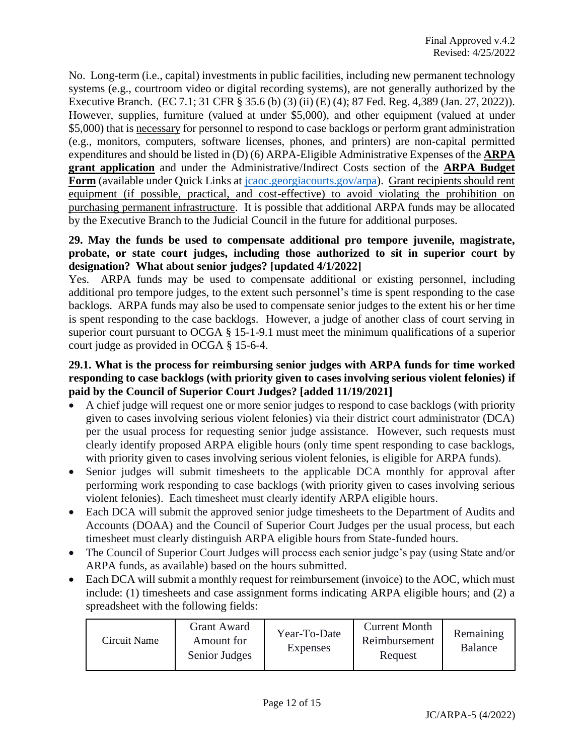No. Long-term (i.e., capital) investments in public facilities, including new permanent technology systems (e.g., courtroom video or digital recording systems), are not generally authorized by the Executive Branch. (EC 7.1; 31 CFR § 35.6 (b) (3) (ii) (E) (4); 87 Fed. Reg. 4,389 (Jan. 27, 2022)). However, supplies, furniture (valued at under $5,000), and other equipment (valued at under $5,000) that is <u>necessary</u> for personnel to respond to case backlogs or perform grant administration (e.g., monitors, computers, software licenses, phones, and printers) are non-capital permitted expenditures and should be listed in (D) (6) ARPA-Eligible Administrative Expenses of the **<u>ARPA grant application</u>** and under the Administrative/Indirect Costs section of the **<u>ARPA Budget Form</u>** (available under Quick Links at [jcaoc.georgiacourts.gov/arpa](jcaoc.georgiacourts.gov/arpa)). <u>Grant recipients should rent equipment (if possible, practical, and cost-effective) to avoid violating the prohibition on purchasing permanent infrastructure</u>. It is possible that additional ARPA funds may be allocated by the Executive Branch to the Judicial Council in the future for additional purposes.

**29. May the funds be used to compensate additional pro tempore juvenile, magistrate, probate, or state court judges, including those authorized to sit in superior court by designation? What about senior judges? [updated 4/1/2022]**

Yes. ARPA funds may be used to compensate additional or existing personnel, including additional pro tempore judges, to the extent such personnel's time is spent responding to the case backlogs. ARPA funds may also be used to compensate senior judges to the extent his or her time is spent responding to the case backlogs. However, a judge of another class of court serving in superior court pursuant to OCGA § 15-1-9.1 must meet the minimum qualifications of a superior court judge as provided in OCGA § 15-6-4.

**29.1. What is the process for reimbursing senior judges with ARPA funds for time worked responding to case backlogs (with priority given to cases involving serious violent felonies) if paid by the Council of Superior Court Judges? [added 11/19/2021]**

- A chief judge will request one or more senior judges to respond to case backlogs (with priority given to cases involving serious violent felonies) via their district court administrator (DCA) per the usual process for requesting senior judge assistance. However, such requests must clearly identify proposed ARPA eligible hours (only time spent responding to case backlogs, with priority given to cases involving serious violent felonies, is eligible for ARPA funds).
- Senior judges will submit timesheets to the applicable DCA monthly for approval after performing work responding to case backlogs (with priority given to cases involving serious violent felonies). Each timesheet must clearly identify ARPA eligible hours.
- Each DCA will submit the approved senior judge timesheets to the Department of Audits and Accounts (DOAA) and the Council of Superior Court Judges per the usual process, but each timesheet must clearly distinguish ARPA eligible hours from State-funded hours.
- The Council of Superior Court Judges will process each senior judge's pay (using State and/or ARPA funds, as available) based on the hours submitted.
- Each DCA will submit a monthly request for reimbursement (invoice) to the AOC, which must include: (1) timesheets and case assignment forms indicating ARPA eligible hours; and (2) a spreadsheet with the following fields:

| Circuit Name | Grant Award Amount for Senior Judges | Year-To-Date Expenses | Current Month Reimbursement Request | Remaining Balance |
|---|---|---|---|---|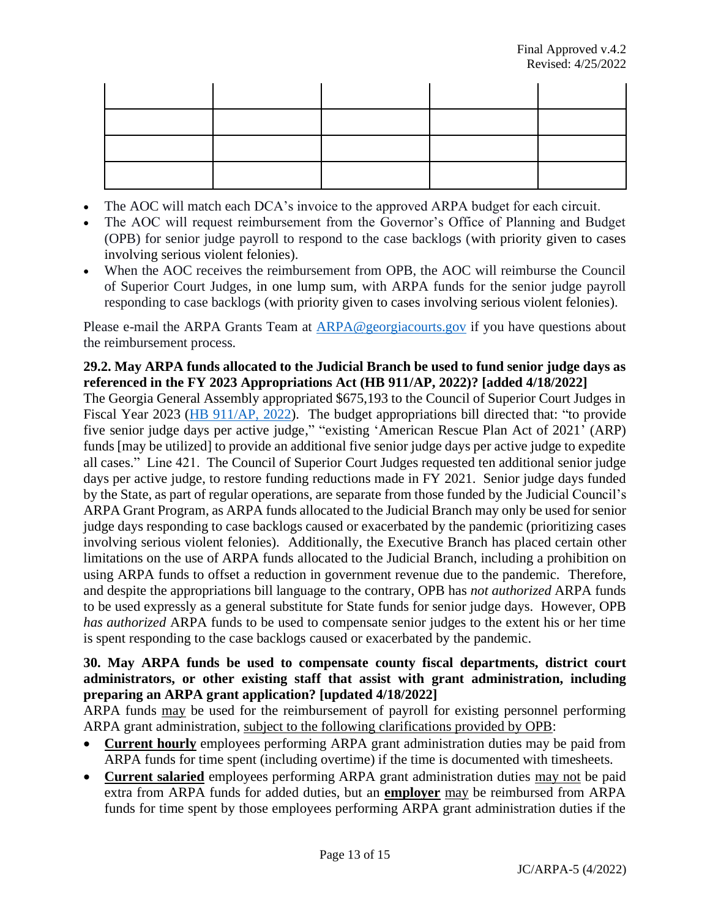| | | | | |
|---|---|---|---|---|
| | | | | |
| | | | | |
| | | | | |

- The AOC will match each DCA's invoice to the approved ARPA budget for each circuit.
- The AOC will request reimbursement from the Governor's Office of Planning and Budget (OPB) for senior judge payroll to respond to the case backlogs (with priority given to cases involving serious violent felonies).
- When the AOC receives the reimbursement from OPB, the AOC will reimburse the Council of Superior Court Judges, in one lump sum, with ARPA funds for the senior judge payroll responding to case backlogs (with priority given to cases involving serious violent felonies).

Please e-mail the ARPA Grants Team at [ARPA@georgiacourts.gov](mailto:ARPA@georgiacourts.gov) if you have questions about the reimbursement process.

**29.2. May ARPA funds allocated to the Judicial Branch be used to fund senior judge days as referenced in the FY 2023 Appropriations Act (HB 911/AP, 2022)? [added 4/18/2022]**

The Georgia General Assembly appropriated $675,193 to the Council of Superior Court Judges in Fiscal Year 2023 (HB 911/AP, 2022). The budget appropriations bill directed that: "to provide five senior judge days per active judge," "existing 'American Rescue Plan Act of 2021' (ARP) funds [may be utilized] to provide an additional five senior judge days per active judge to expedite all cases." Line 421. The Council of Superior Court Judges requested ten additional senior judge days per active judge, to restore funding reductions made in FY 2021. Senior judge days funded by the State, as part of regular operations, are separate from those funded by the Judicial Council's ARPA Grant Program, as ARPA funds allocated to the Judicial Branch may only be used for senior judge days responding to case backlogs caused or exacerbated by the pandemic (prioritizing cases involving serious violent felonies). Additionally, the Executive Branch has placed certain other limitations on the use of ARPA funds allocated to the Judicial Branch, including a prohibition on using ARPA funds to offset a reduction in government revenue due to the pandemic. Therefore, and despite the appropriations bill language to the contrary, OPB has *not authorized* ARPA funds to be used expressly as a general substitute for State funds for senior judge days. However, OPB *has authorized* ARPA funds to be used to compensate senior judges to the extent his or her time is spent responding to the case backlogs caused or exacerbated by the pandemic.

**30. May ARPA funds be used to compensate county fiscal departments, district court administrators, or other existing staff that assist with grant administration, including preparing an ARPA grant application? [updated 4/18/2022]**

ARPA funds may be used for the reimbursement of payroll for existing personnel performing ARPA grant administration, subject to the following clarifications provided by OPB:

- **Current hourly** employees performing ARPA grant administration duties may be paid from ARPA funds for time spent (including overtime) if the time is documented with timesheets.
- **Current salaried** employees performing ARPA grant administration duties may not be paid extra from ARPA funds for added duties, but an **employer** may be reimbursed from ARPA funds for time spent by those employees performing ARPA grant administration duties if the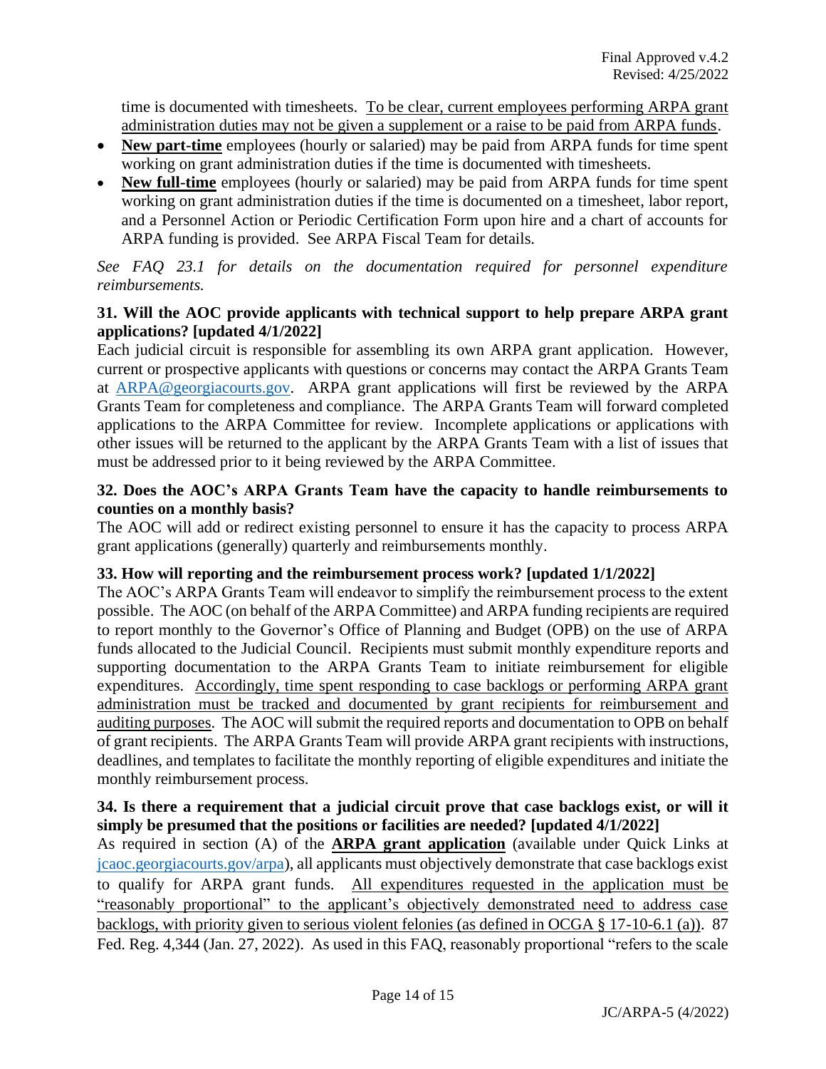time is documented with timesheets. <u>To be clear, current employees performing ARPA grant administration duties may not be given a supplement or a raise to be paid from ARPA funds</u>.

- **<u>New part-time</u>** employees (hourly or salaried) may be paid from ARPA funds for time spent working on grant administration duties if the time is documented with timesheets.
- **<u>New full-time</u>** employees (hourly or salaried) may be paid from ARPA funds for time spent working on grant administration duties if the time is documented on a timesheet, labor report, and a Personnel Action or Periodic Certification Form upon hire and a chart of accounts for ARPA funding is provided. See ARPA Fiscal Team for details.

*See FAQ 23.1 for details on the documentation required for personnel expenditure reimbursements.*

**31. Will the AOC provide applicants with technical support to help prepare ARPA grant applications? [updated 4/1/2022]**

Each judicial circuit is responsible for assembling its own ARPA grant application. However, current or prospective applicants with questions or concerns may contact the ARPA Grants Team at ARPA@georgiacourts.gov. ARPA grant applications will first be reviewed by the ARPA Grants Team for completeness and compliance. The ARPA Grants Team will forward completed applications to the ARPA Committee for review. Incomplete applications or applications with other issues will be returned to the applicant by the ARPA Grants Team with a list of issues that must be addressed prior to it being reviewed by the ARPA Committee.

**32. Does the AOC's ARPA Grants Team have the capacity to handle reimbursements to counties on a monthly basis?**

The AOC will add or redirect existing personnel to ensure it has the capacity to process ARPA grant applications (generally) quarterly and reimbursements monthly.

**33. How will reporting and the reimbursement process work? [updated 1/1/2022]**

The AOC's ARPA Grants Team will endeavor to simplify the reimbursement process to the extent possible. The AOC (on behalf of the ARPA Committee) and ARPA funding recipients are required to report monthly to the Governor's Office of Planning and Budget (OPB) on the use of ARPA funds allocated to the Judicial Council. Recipients must submit monthly expenditure reports and supporting documentation to the ARPA Grants Team to initiate reimbursement for eligible expenditures. <u>Accordingly, time spent responding to case backlogs or performing ARPA grant administration must be tracked and documented by grant recipients for reimbursement and auditing purposes</u>. The AOC will submit the required reports and documentation to OPB on behalf of grant recipients. The ARPA Grants Team will provide ARPA grant recipients with instructions, deadlines, and templates to facilitate the monthly reporting of eligible expenditures and initiate the monthly reimbursement process.

**34. Is there a requirement that a judicial circuit prove that case backlogs exist, or will it simply be presumed that the positions or facilities are needed? [updated 4/1/2022]**

As required in section (A) of the **<u>ARPA grant application</u>** (available under Quick Links at jcaoc.georgiacourts.gov/arpa), all applicants must objectively demonstrate that case backlogs exist to qualify for ARPA grant funds. <u>All expenditures requested in the application must be "reasonably proportional" to the applicant's objectively demonstrated need to address case backlogs, with priority given to serious violent felonies (as defined in OCGA § 17-10-6.1 (a))</u>. 87 Fed. Reg. 4,344 (Jan. 27, 2022). As used in this FAQ, reasonably proportional "refers to the scale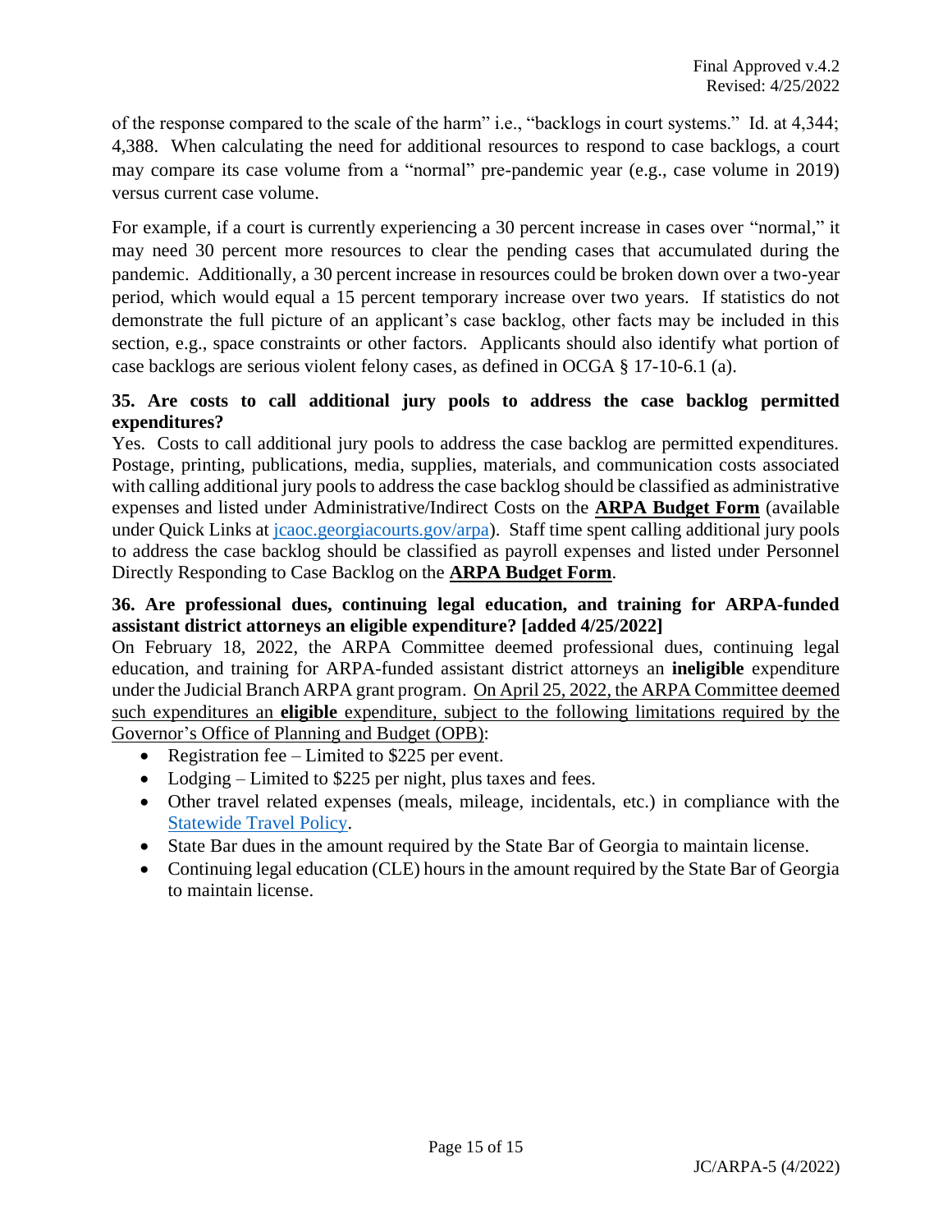of the response compared to the scale of the harm" i.e., "backlogs in court systems." Id. at 4,344; 4,388. When calculating the need for additional resources to respond to case backlogs, a court may compare its case volume from a "normal" pre-pandemic year (e.g., case volume in 2019) versus current case volume.

For example, if a court is currently experiencing a 30 percent increase in cases over "normal," it may need 30 percent more resources to clear the pending cases that accumulated during the pandemic. Additionally, a 30 percent increase in resources could be broken down over a two-year period, which would equal a 15 percent temporary increase over two years. If statistics do not demonstrate the full picture of an applicant's case backlog, other facts may be included in this section, e.g., space constraints or other factors. Applicants should also identify what portion of case backlogs are serious violent felony cases, as defined in OCGA § 17-10-6.1 (a).

**35. Are costs to call additional jury pools to address the case backlog permitted expenditures?**

Yes. Costs to call additional jury pools to address the case backlog are permitted expenditures. Postage, printing, publications, media, supplies, materials, and communication costs associated with calling additional jury pools to address the case backlog should be classified as administrative expenses and listed under Administrative/Indirect Costs on the **ARPA Budget Form** (available under Quick Links at jcaoc.georgiacourts.gov/arpa). Staff time spent calling additional jury pools to address the case backlog should be classified as payroll expenses and listed under Personnel Directly Responding to Case Backlog on the **ARPA Budget Form**.

**36. Are professional dues, continuing legal education, and training for ARPA-funded assistant district attorneys an eligible expenditure? [added 4/25/2022]**

On February 18, 2022, the ARPA Committee deemed professional dues, continuing legal education, and training for ARPA-funded assistant district attorneys an **ineligible** expenditure under the Judicial Branch ARPA grant program. On April 25, 2022, the ARPA Committee deemed such expenditures an **eligible** expenditure, subject to the following limitations required by the Governor's Office of Planning and Budget (OPB):

- Registration fee – Limited to $225 per event.
- Lodging – Limited to $225 per night, plus taxes and fees.
- Other travel related expenses (meals, mileage, incidentals, etc.) in compliance with the Statewide Travel Policy.
- State Bar dues in the amount required by the State Bar of Georgia to maintain license.
- Continuing legal education (CLE) hours in the amount required by the State Bar of Georgia to maintain license.